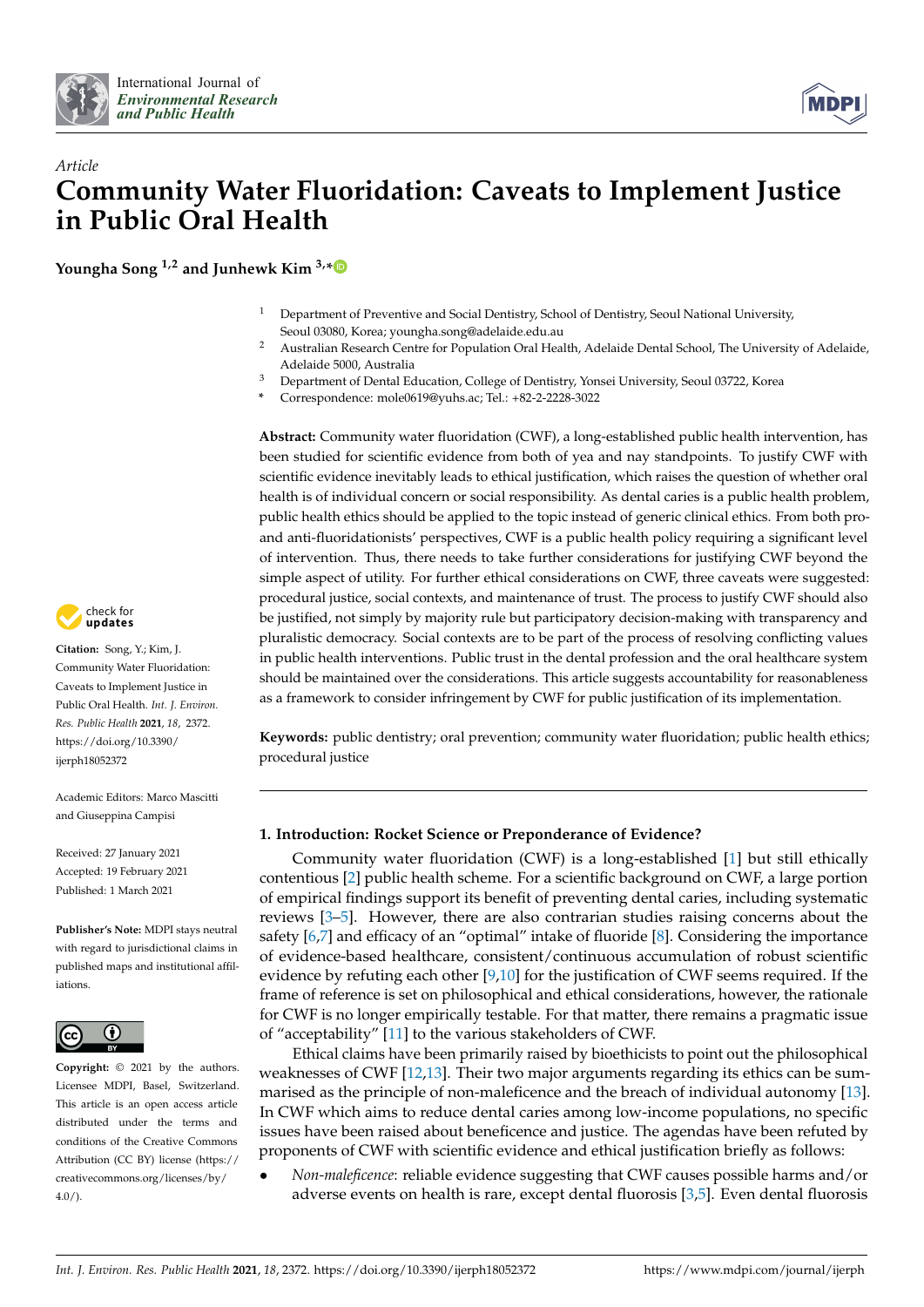International Journal of *Environmental Research and Public Health*

*Article*

# Community Water Fluoridation: Caveats to Implement Justice in Public Oral Health

**Youngha Song [1,2] and Junhewk Kim [3,*]**

[1] Department of Preventive and Social Dentistry, School of Dentistry, Seoul National University, Seoul 03080, Korea; youngha.song@adelaide.edu.au
[2] Australian Research Centre for Population Oral Health, Adelaide Dental School, The University of Adelaide, Adelaide 5000, Australia
[3] Department of Dental Education, College of Dentistry, Yonsei University, Seoul 03722, Korea
* Correspondence: mole0619@yuhs.ac; Tel.: +82-2-2228-3022

**Abstract:** Community water fluoridation (CWF), a long-established public health intervention, has been studied for scientific evidence from both of yea and nay standpoints. To justify CWF with scientific evidence inevitably leads to ethical justification, which raises the question of whether oral health is of individual concern or social responsibility. As dental caries is a public health problem, public health ethics should be applied to the topic instead of generic clinical ethics. From both pro- and anti-fluoridationists' perspectives, CWF is a public health policy requiring a significant level of intervention. Thus, there needs to take further considerations for justifying CWF beyond the simple aspect of utility. For further ethical considerations on CWF, three caveats were suggested: procedural justice, social contexts, and maintenance of trust. The process to justify CWF should also be justified, not simply by majority rule but participatory decision-making with transparency and pluralistic democracy. Social contexts are to be part of the process of resolving conflicting values in public health interventions. Public trust in the dental profession and the oral healthcare system should be maintained over the considerations. This article suggests accountability for reasonableness as a framework to consider infringement by CWF for public justification of its implementation.

**Keywords:** public dentistry; oral prevention; community water fluoridation; public health ethics; procedural justice

**Citation:** Song, Y.; Kim, J. Community Water Fluoridation: Caveats to Implement Justice in Public Oral Health. *Int. J. Environ. Res. Public Health* **2021**, *18*, 2372. https://doi.org/10.3390/ijerph18052372

Academic Editors: Marco Mascitti and Giuseppina Campisi

Received: 27 January 2021
Accepted: 19 February 2021
Published: 1 March 2021

**Publisher's Note:** MDPI stays neutral with regard to jurisdictional claims in published maps and institutional affiliations.

**Copyright:** © 2021 by the authors. Licensee MDPI, Basel, Switzerland. This article is an open access article distributed under the terms and conditions of the Creative Commons Attribution (CC BY) license (https://creativecommons.org/licenses/by/4.0/).

## 1. Introduction: Rocket Science or Preponderance of Evidence?

Community water fluoridation (CWF) is a long-established [1] but still ethically contentious [2] public health scheme. For a scientific background on CWF, a large portion of empirical findings support its benefit of preventing dental caries, including systematic reviews [3–5]. However, there are also contrarian studies raising concerns about the safety [6,7] and efficacy of an "optimal" intake of fluoride [8]. Considering the importance of evidence-based healthcare, consistent/continuous accumulation of robust scientific evidence by refuting each other [9,10] for the justification of CWF seems required. If the frame of reference is set on philosophical and ethical considerations, however, the rationale for CWF is no longer empirically testable. For that matter, there remains a pragmatic issue of "acceptability" [11] to the various stakeholders of CWF.

Ethical claims have been primarily raised by bioethicists to point out the philosophical weaknesses of CWF [12,13]. Their two major arguments regarding its ethics can be summarised as the principle of non-maleficence and the breach of individual autonomy [13]. In CWF which aims to reduce dental caries among low-income populations, no specific issues have been raised about beneficence and justice. The agendas have been refuted by proponents of CWF with scientific evidence and ethical justification briefly as follows:

- *Non-maleficence*: reliable evidence suggesting that CWF causes possible harms and/or adverse events on health is rare, except dental fluorosis [3,5]. Even dental fluorosis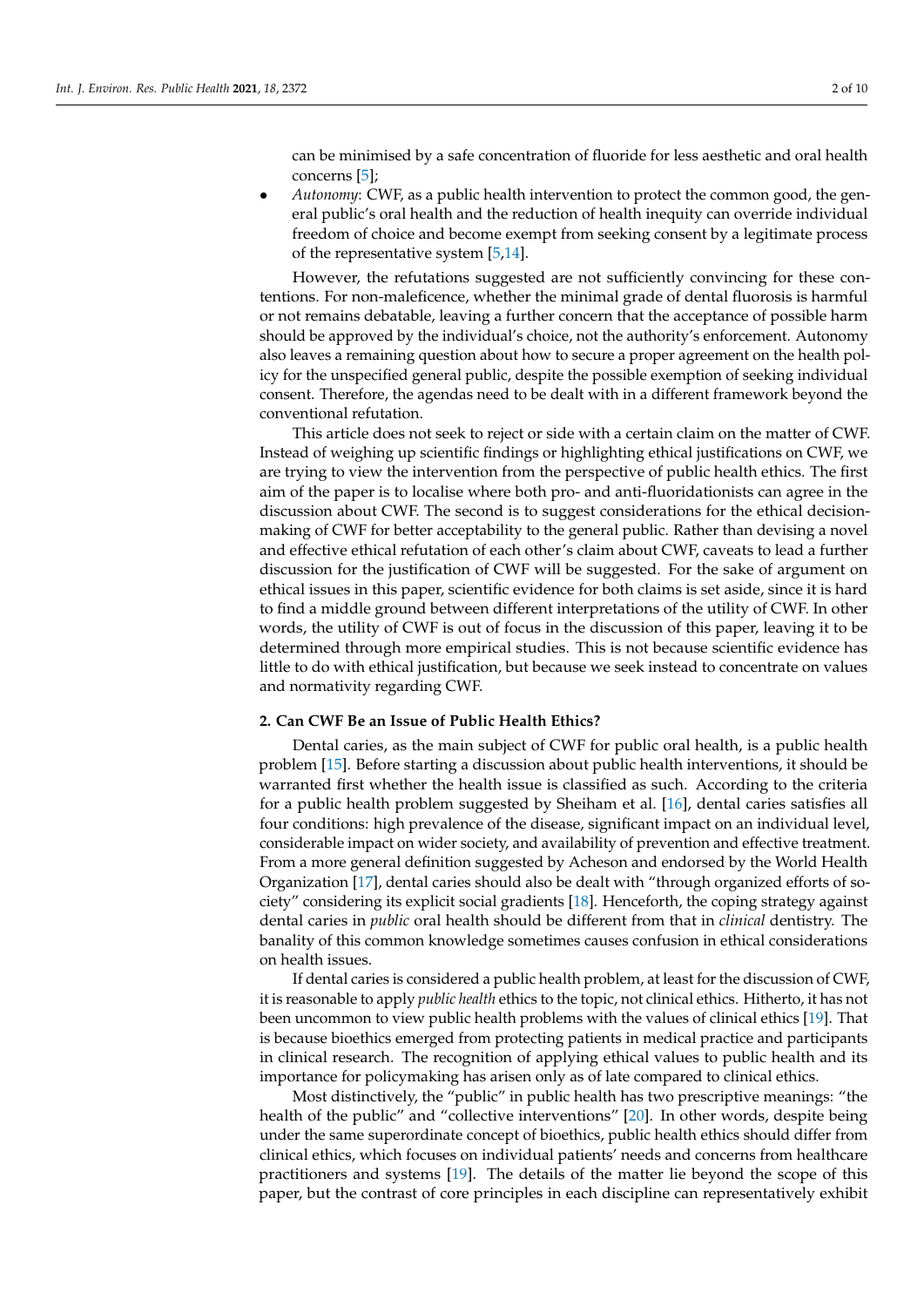can be minimised by a safe concentration of fluoride for less aesthetic and oral health concerns [5];

- *Autonomy*: CWF, as a public health intervention to protect the common good, the general public's oral health and the reduction of health inequity can override individual freedom of choice and become exempt from seeking consent by a legitimate process of the representative system [5,14].

However, the refutations suggested are not sufficiently convincing for these contentions. For non-maleficence, whether the minimal grade of dental fluorosis is harmful or not remains debatable, leaving a further concern that the acceptance of possible harm should be approved by the individual's choice, not the authority's enforcement. Autonomy also leaves a remaining question about how to secure a proper agreement on the health policy for the unspecified general public, despite the possible exemption of seeking individual consent. Therefore, the agendas need to be dealt with in a different framework beyond the conventional refutation.

This article does not seek to reject or side with a certain claim on the matter of CWF. Instead of weighing up scientific findings or highlighting ethical justifications on CWF, we are trying to view the intervention from the perspective of public health ethics. The first aim of the paper is to localise where both pro- and anti-fluoridationists can agree in the discussion about CWF. The second is to suggest considerations for the ethical decision-making of CWF for better acceptability to the general public. Rather than devising a novel and effective ethical refutation of each other's claim about CWF, caveats to lead a further discussion for the justification of CWF will be suggested. For the sake of argument on ethical issues in this paper, scientific evidence for both claims is set aside, since it is hard to find a middle ground between different interpretations of the utility of CWF. In other words, the utility of CWF is out of focus in the discussion of this paper, leaving it to be determined through more empirical studies. This is not because scientific evidence has little to do with ethical justification, but because we seek instead to concentrate on values and normativity regarding CWF.

## 2. Can CWF Be an Issue of Public Health Ethics?

Dental caries, as the main subject of CWF for public oral health, is a public health problem [15]. Before starting a discussion about public health interventions, it should be warranted first whether the health issue is classified as such. According to the criteria for a public health problem suggested by Sheiham et al. [16], dental caries satisfies all four conditions: high prevalence of the disease, significant impact on an individual level, considerable impact on wider society, and availability of prevention and effective treatment. From a more general definition suggested by Acheson and endorsed by the World Health Organization [17], dental caries should also be dealt with "through organized efforts of society" considering its explicit social gradients [18]. Henceforth, the coping strategy against dental caries in *public* oral health should be different from that in *clinical* dentistry. The banality of this common knowledge sometimes causes confusion in ethical considerations on health issues.

If dental caries is considered a public health problem, at least for the discussion of CWF, it is reasonable to apply *public health* ethics to the topic, not clinical ethics. Hitherto, it has not been uncommon to view public health problems with the values of clinical ethics [19]. That is because bioethics emerged from protecting patients in medical practice and participants in clinical research. The recognition of applying ethical values to public health and its importance for policymaking has arisen only as of late compared to clinical ethics.

Most distinctively, the "public" in public health has two prescriptive meanings: "the health of the public" and "collective interventions" [20]. In other words, despite being under the same superordinate concept of bioethics, public health ethics should differ from clinical ethics, which focuses on individual patients' needs and concerns from healthcare practitioners and systems [19]. The details of the matter lie beyond the scope of this paper, but the contrast of core principles in each discipline can representatively exhibit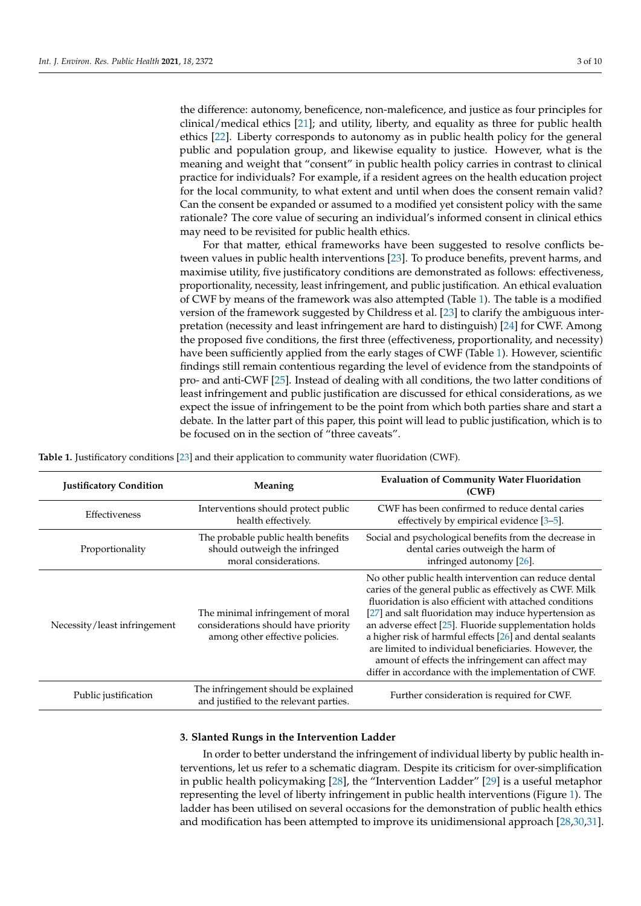the difference: autonomy, beneficence, non-maleficence, and justice as four principles for clinical/medical ethics [21]; and utility, liberty, and equality as three for public health ethics [22]. Liberty corresponds to autonomy as in public health policy for the general public and population group, and likewise equality to justice. However, what is the meaning and weight that "consent" in public health policy carries in contrast to clinical practice for individuals? For example, if a resident agrees on the health education project for the local community, to what extent and until when does the consent remain valid? Can the consent be expanded or assumed to a modified yet consistent policy with the same rationale? The core value of securing an individual's informed consent in clinical ethics may need to be revisited for public health ethics.

For that matter, ethical frameworks have been suggested to resolve conflicts between values in public health interventions [23]. To produce benefits, prevent harms, and maximise utility, five justificatory conditions are demonstrated as follows: effectiveness, proportionality, necessity, least infringement, and public justification. An ethical evaluation of CWF by means of the framework was also attempted (Table 1). The table is a modified version of the framework suggested by Childress et al. [23] to clarify the ambiguous interpretation (necessity and least infringement are hard to distinguish) [24] for CWF. Among the proposed five conditions, the first three (effectiveness, proportionality, and necessity) have been sufficiently applied from the early stages of CWF (Table 1). However, scientific findings still remain contentious regarding the level of evidence from the standpoints of pro- and anti-CWF [25]. Instead of dealing with all conditions, the two latter conditions of least infringement and public justification are discussed for ethical considerations, as we expect the issue of infringement to be the point from which both parties share and start a debate. In the latter part of this paper, this point will lead to public justification, which is to be focused on in the section of "three caveats".

**Table 1.** Justificatory conditions [23] and their application to community water fluoridation (CWF).

| Justificatory Condition | Meaning | Evaluation of Community Water Fluoridation (CWF) |
|---|---|---|
| Effectiveness | Interventions should protect public health effectively. | CWF has been confirmed to reduce dental caries effectively by empirical evidence [3–5]. |
| Proportionality | The probable public health benefits should outweigh the infringed moral considerations. | Social and psychological benefits from the decrease in dental caries outweigh the harm of infringed autonomy [26]. |
| Necessity/least infringement | The minimal infringement of moral considerations should have priority among other effective policies. | No other public health intervention can reduce dental caries of the general public as effectively as CWF. Milk fluoridation is also efficient with attached conditions [27] and salt fluoridation may induce hypertension as an adverse effect [25]. Fluoride supplementation holds a higher risk of harmful effects [26] and dental sealants are limited to individual beneficiaries. However, the amount of effects the infringement can affect may differ in accordance with the implementation of CWF. |
| Public justification | The infringement should be explained and justified to the relevant parties. | Further consideration is required for CWF. |

## 3. Slanted Rungs in the Intervention Ladder

In order to better understand the infringement of individual liberty by public health interventions, let us refer to a schematic diagram. Despite its criticism for over-simplification in public health policymaking [28], the "Intervention Ladder" [29] is a useful metaphor representing the level of liberty infringement in public health interventions (Figure 1). The ladder has been utilised on several occasions for the demonstration of public health ethics and modification has been attempted to improve its unidimensional approach [28,30,31].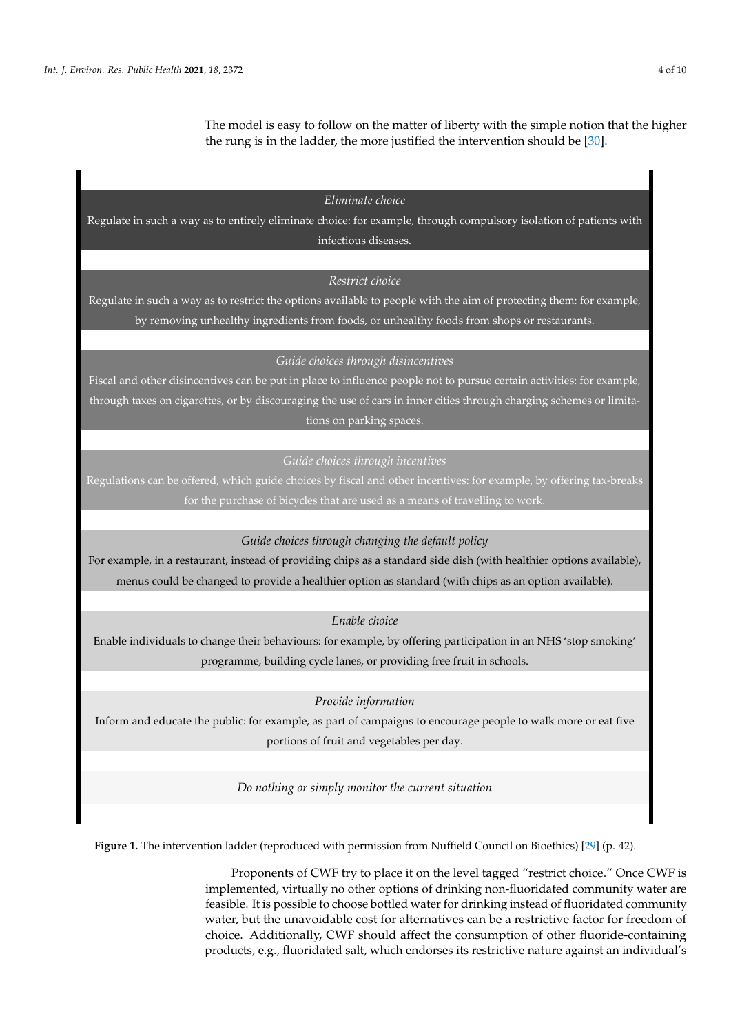The model is easy to follow on the matter of liberty with the simple notion that the higher the rung is in the ladder, the more justified the intervention should be [30].

*Eliminate choice*

Regulate in such a way as to entirely eliminate choice: for example, through compulsory isolation of patients with infectious diseases.

*Restrict choice*

Regulate in such a way as to restrict the options available to people with the aim of protecting them: for example, by removing unhealthy ingredients from foods, or unhealthy foods from shops or restaurants.

*Guide choices through disincentives*

Fiscal and other disincentives can be put in place to influence people not to pursue certain activities: for example, through taxes on cigarettes, or by discouraging the use of cars in inner cities through charging schemes or limitations on parking spaces.

*Guide choices through incentives*

Regulations can be offered, which guide choices by fiscal and other incentives: for example, by offering tax-breaks for the purchase of bicycles that are used as a means of travelling to work.

*Guide choices through changing the default policy*

For example, in a restaurant, instead of providing chips as a standard side dish (with healthier options available), menus could be changed to provide a healthier option as standard (with chips as an option available).

*Enable choice*

Enable individuals to change their behaviours: for example, by offering participation in an NHS 'stop smoking' programme, building cycle lanes, or providing free fruit in schools.

*Provide information*

Inform and educate the public: for example, as part of campaigns to encourage people to walk more or eat five portions of fruit and vegetables per day.

*Do nothing or simply monitor the current situation*

**Figure 1.** The intervention ladder (reproduced with permission from Nuffield Council on Bioethics) [29] (p. 42).

Proponents of CWF try to place it on the level tagged "restrict choice." Once CWF is implemented, virtually no other options of drinking non-fluoridated community water are feasible. It is possible to choose bottled water for drinking instead of fluoridated community water, but the unavoidable cost for alternatives can be a restrictive factor for freedom of choice. Additionally, CWF should affect the consumption of other fluoride-containing products, e.g., fluoridated salt, which endorses its restrictive nature against an individual's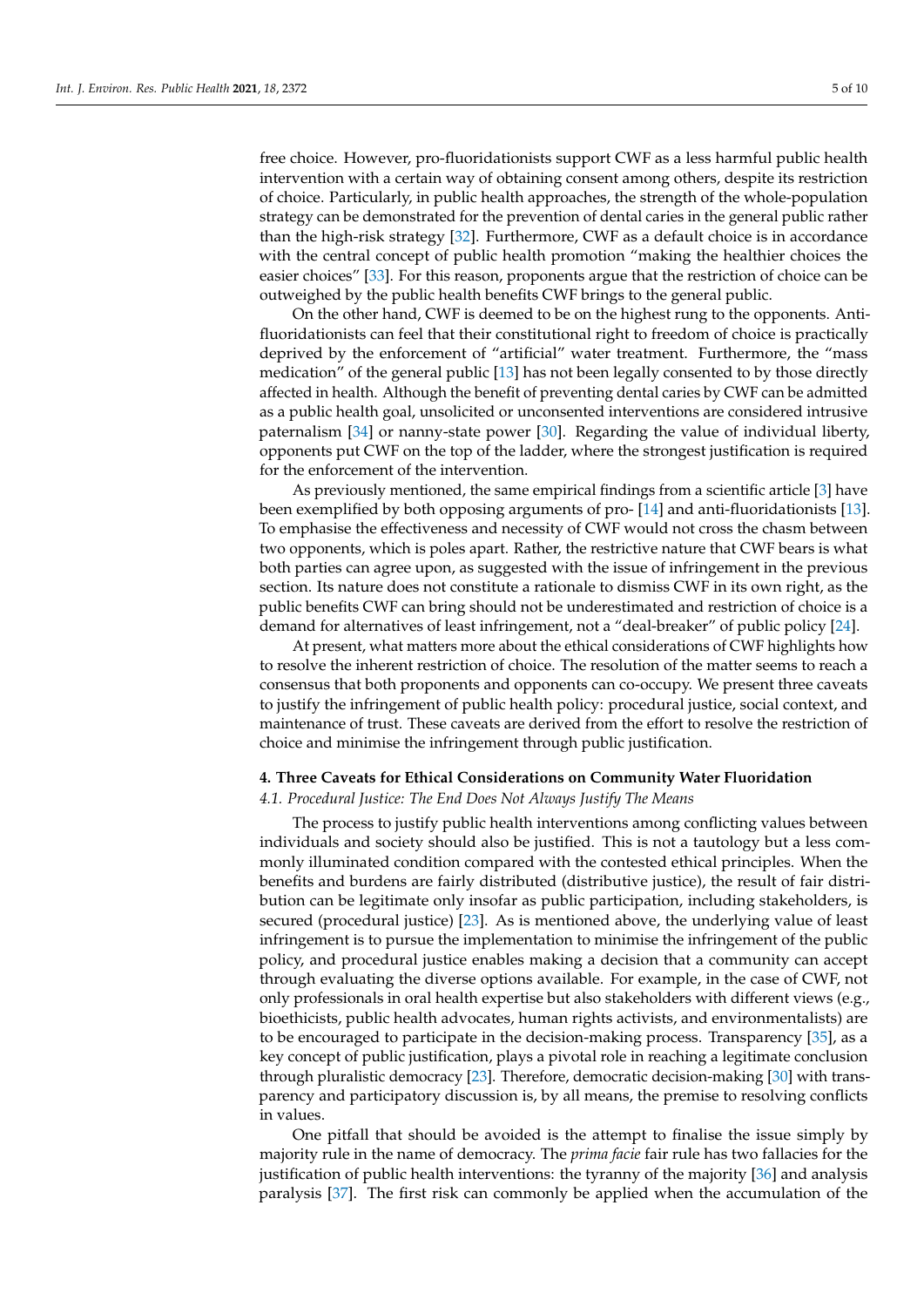free choice. However, pro-fluoridationists support CWF as a less harmful public health intervention with a certain way of obtaining consent among others, despite its restriction of choice. Particularly, in public health approaches, the strength of the whole-population strategy can be demonstrated for the prevention of dental caries in the general public rather than the high-risk strategy [32]. Furthermore, CWF as a default choice is in accordance with the central concept of public health promotion "making the healthier choices the easier choices" [33]. For this reason, proponents argue that the restriction of choice can be outweighed by the public health benefits CWF brings to the general public.

On the other hand, CWF is deemed to be on the highest rung to the opponents. Anti-fluoridationists can feel that their constitutional right to freedom of choice is practically deprived by the enforcement of "artificial" water treatment. Furthermore, the "mass medication" of the general public [13] has not been legally consented to by those directly affected in health. Although the benefit of preventing dental caries by CWF can be admitted as a public health goal, unsolicited or unconsented interventions are considered intrusive paternalism [34] or nanny-state power [30]. Regarding the value of individual liberty, opponents put CWF on the top of the ladder, where the strongest justification is required for the enforcement of the intervention.

As previously mentioned, the same empirical findings from a scientific article [3] have been exemplified by both opposing arguments of pro- [14] and anti-fluoridationists [13]. To emphasise the effectiveness and necessity of CWF would not cross the chasm between two opponents, which is poles apart. Rather, the restrictive nature that CWF bears is what both parties can agree upon, as suggested with the issue of infringement in the previous section. Its nature does not constitute a rationale to dismiss CWF in its own right, as the public benefits CWF can bring should not be underestimated and restriction of choice is a demand for alternatives of least infringement, not a "deal-breaker" of public policy [24].

At present, what matters more about the ethical considerations of CWF highlights how to resolve the inherent restriction of choice. The resolution of the matter seems to reach a consensus that both proponents and opponents can co-occupy. We present three caveats to justify the infringement of public health policy: procedural justice, social context, and maintenance of trust. These caveats are derived from the effort to resolve the restriction of choice and minimise the infringement through public justification.

## 4. Three Caveats for Ethical Considerations on Community Water Fluoridation

### 4.1. Procedural Justice: The End Does Not Always Justify The Means

The process to justify public health interventions among conflicting values between individuals and society should also be justified. This is not a tautology but a less commonly illuminated condition compared with the contested ethical principles. When the benefits and burdens are fairly distributed (distributive justice), the result of fair distribution can be legitimate only insofar as public participation, including stakeholders, is secured (procedural justice) [23]. As is mentioned above, the underlying value of least infringement is to pursue the implementation to minimise the infringement of the public policy, and procedural justice enables making a decision that a community can accept through evaluating the diverse options available. For example, in the case of CWF, not only professionals in oral health expertise but also stakeholders with different views (e.g., bioethicists, public health advocates, human rights activists, and environmentalists) are to be encouraged to participate in the decision-making process. Transparency [35], as a key concept of public justification, plays a pivotal role in reaching a legitimate conclusion through pluralistic democracy [23]. Therefore, democratic decision-making [30] with transparency and participatory discussion is, by all means, the premise to resolving conflicts in values.

One pitfall that should be avoided is the attempt to finalise the issue simply by majority rule in the name of democracy. The *prima facie* fair rule has two fallacies for the justification of public health interventions: the tyranny of the majority [36] and analysis paralysis [37]. The first risk can commonly be applied when the accumulation of the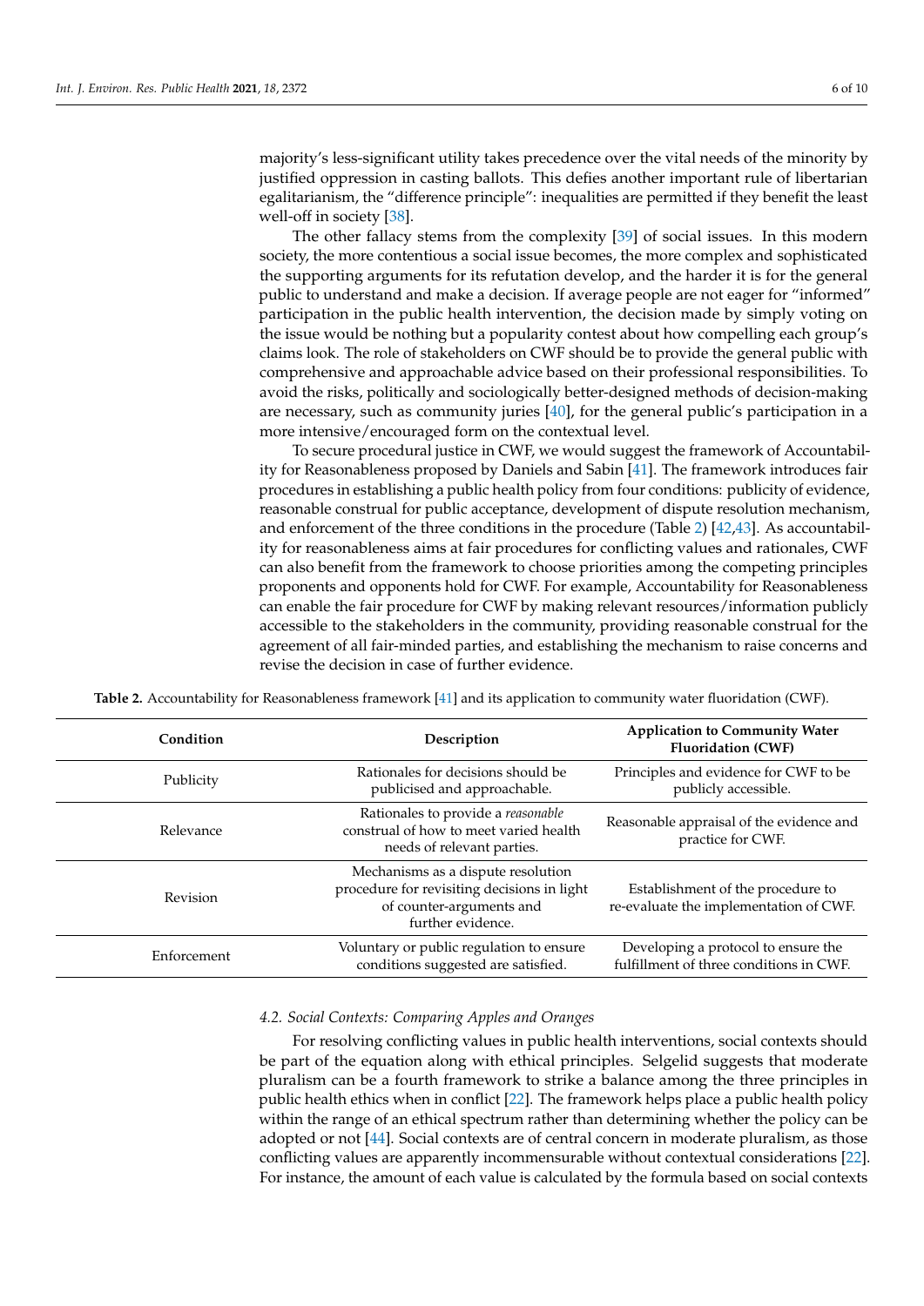majority's less-significant utility takes precedence over the vital needs of the minority by justified oppression in casting ballots. This defies another important rule of libertarian egalitarianism, the "difference principle": inequalities are permitted if they benefit the least well-off in society [38].

The other fallacy stems from the complexity [39] of social issues. In this modern society, the more contentious a social issue becomes, the more complex and sophisticated the supporting arguments for its refutation develop, and the harder it is for the general public to understand and make a decision. If average people are not eager for "informed" participation in the public health intervention, the decision made by simply voting on the issue would be nothing but a popularity contest about how compelling each group's claims look. The role of stakeholders on CWF should be to provide the general public with comprehensive and approachable advice based on their professional responsibilities. To avoid the risks, politically and sociologically better-designed methods of decision-making are necessary, such as community juries [40], for the general public's participation in a more intensive/encouraged form on the contextual level.

To secure procedural justice in CWF, we would suggest the framework of Accountability for Reasonableness proposed by Daniels and Sabin [41]. The framework introduces fair procedures in establishing a public health policy from four conditions: publicity of evidence, reasonable construal for public acceptance, development of dispute resolution mechanism, and enforcement of the three conditions in the procedure (Table 2) [42,43]. As accountability for reasonableness aims at fair procedures for conflicting values and rationales, CWF can also benefit from the framework to choose priorities among the competing principles proponents and opponents hold for CWF. For example, Accountability for Reasonableness can enable the fair procedure for CWF by making relevant resources/information publicly accessible to the stakeholders in the community, providing reasonable construal for the agreement of all fair-minded parties, and establishing the mechanism to raise concerns and revise the decision in case of further evidence.

**Table 2.** Accountability for Reasonableness framework [41] and its application to community water fluoridation (CWF).

| Condition | Description | Application to Community Water Fluoridation (CWF) |
|---|---|---|
| Publicity | Rationales for decisions should be publicised and approachable. | Principles and evidence for CWF to be publicly accessible. |
| Relevance | Rationales to provide a *reasonable* construal of how to meet varied health needs of relevant parties. | Reasonable appraisal of the evidence and practice for CWF. |
| Revision | Mechanisms as a dispute resolution procedure for revisiting decisions in light of counter-arguments and further evidence. | Establishment of the procedure to re-evaluate the implementation of CWF. |
| Enforcement | Voluntary or public regulation to ensure conditions suggested are satisfied. | Developing a protocol to ensure the fulfillment of three conditions in CWF. |

### *4.2. Social Contexts: Comparing Apples and Oranges*

For resolving conflicting values in public health interventions, social contexts should be part of the equation along with ethical principles. Selgelid suggests that moderate pluralism can be a fourth framework to strike a balance among the three principles in public health ethics when in conflict [22]. The framework helps place a public health policy within the range of an ethical spectrum rather than determining whether the policy can be adopted or not [44]. Social contexts are of central concern in moderate pluralism, as those conflicting values are apparently incommensurable without contextual considerations [22]. For instance, the amount of each value is calculated by the formula based on social contexts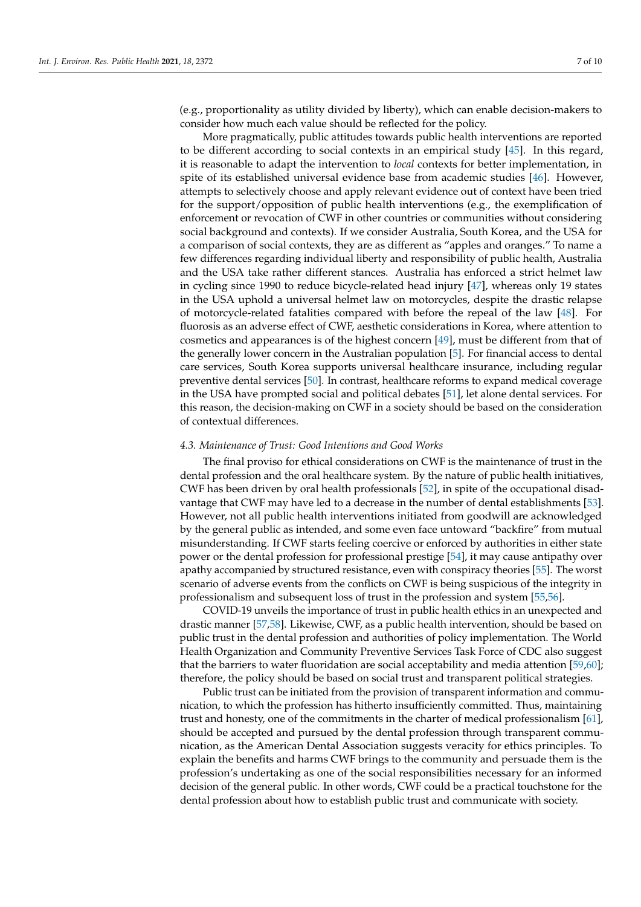(e.g., proportionality as utility divided by liberty), which can enable decision-makers to consider how much each value should be reflected for the policy.

More pragmatically, public attitudes towards public health interventions are reported to be different according to social contexts in an empirical study [45]. In this regard, it is reasonable to adapt the intervention to *local* contexts for better implementation, in spite of its established universal evidence base from academic studies [46]. However, attempts to selectively choose and apply relevant evidence out of context have been tried for the support/opposition of public health interventions (e.g., the exemplification of enforcement or revocation of CWF in other countries or communities without considering social background and contexts). If we consider Australia, South Korea, and the USA for a comparison of social contexts, they are as different as "apples and oranges." To name a few differences regarding individual liberty and responsibility of public health, Australia and the USA take rather different stances. Australia has enforced a strict helmet law in cycling since 1990 to reduce bicycle-related head injury [47], whereas only 19 states in the USA uphold a universal helmet law on motorcycles, despite the drastic relapse of motorcycle-related fatalities compared with before the repeal of the law [48]. For fluorosis as an adverse effect of CWF, aesthetic considerations in Korea, where attention to cosmetics and appearances is of the highest concern [49], must be different from that of the generally lower concern in the Australian population [5]. For financial access to dental care services, South Korea supports universal healthcare insurance, including regular preventive dental services [50]. In contrast, healthcare reforms to expand medical coverage in the USA have prompted social and political debates [51], let alone dental services. For this reason, the decision-making on CWF in a society should be based on the consideration of contextual differences.

### *4.3. Maintenance of Trust: Good Intentions and Good Works*

The final proviso for ethical considerations on CWF is the maintenance of trust in the dental profession and the oral healthcare system. By the nature of public health initiatives, CWF has been driven by oral health professionals [52], in spite of the occupational disadvantage that CWF may have led to a decrease in the number of dental establishments [53]. However, not all public health interventions initiated from goodwill are acknowledged by the general public as intended, and some even face untoward "backfire" from mutual misunderstanding. If CWF starts feeling coercive or enforced by authorities in either state power or the dental profession for professional prestige [54], it may cause antipathy over apathy accompanied by structured resistance, even with conspiracy theories [55]. The worst scenario of adverse events from the conflicts on CWF is being suspicious of the integrity in professionalism and subsequent loss of trust in the profession and system [55,56].

COVID-19 unveils the importance of trust in public health ethics in an unexpected and drastic manner [57,58]. Likewise, CWF, as a public health intervention, should be based on public trust in the dental profession and authorities of policy implementation. The World Health Organization and Community Preventive Services Task Force of CDC also suggest that the barriers to water fluoridation are social acceptability and media attention [59,60]; therefore, the policy should be based on social trust and transparent political strategies.

Public trust can be initiated from the provision of transparent information and communication, to which the profession has hitherto insufficiently committed. Thus, maintaining trust and honesty, one of the commitments in the charter of medical professionalism [61], should be accepted and pursued by the dental profession through transparent communication, as the American Dental Association suggests veracity for ethics principles. To explain the benefits and harms CWF brings to the community and persuade them is the profession's undertaking as one of the social responsibilities necessary for an informed decision of the general public. In other words, CWF could be a practical touchstone for the dental profession about how to establish public trust and communicate with society.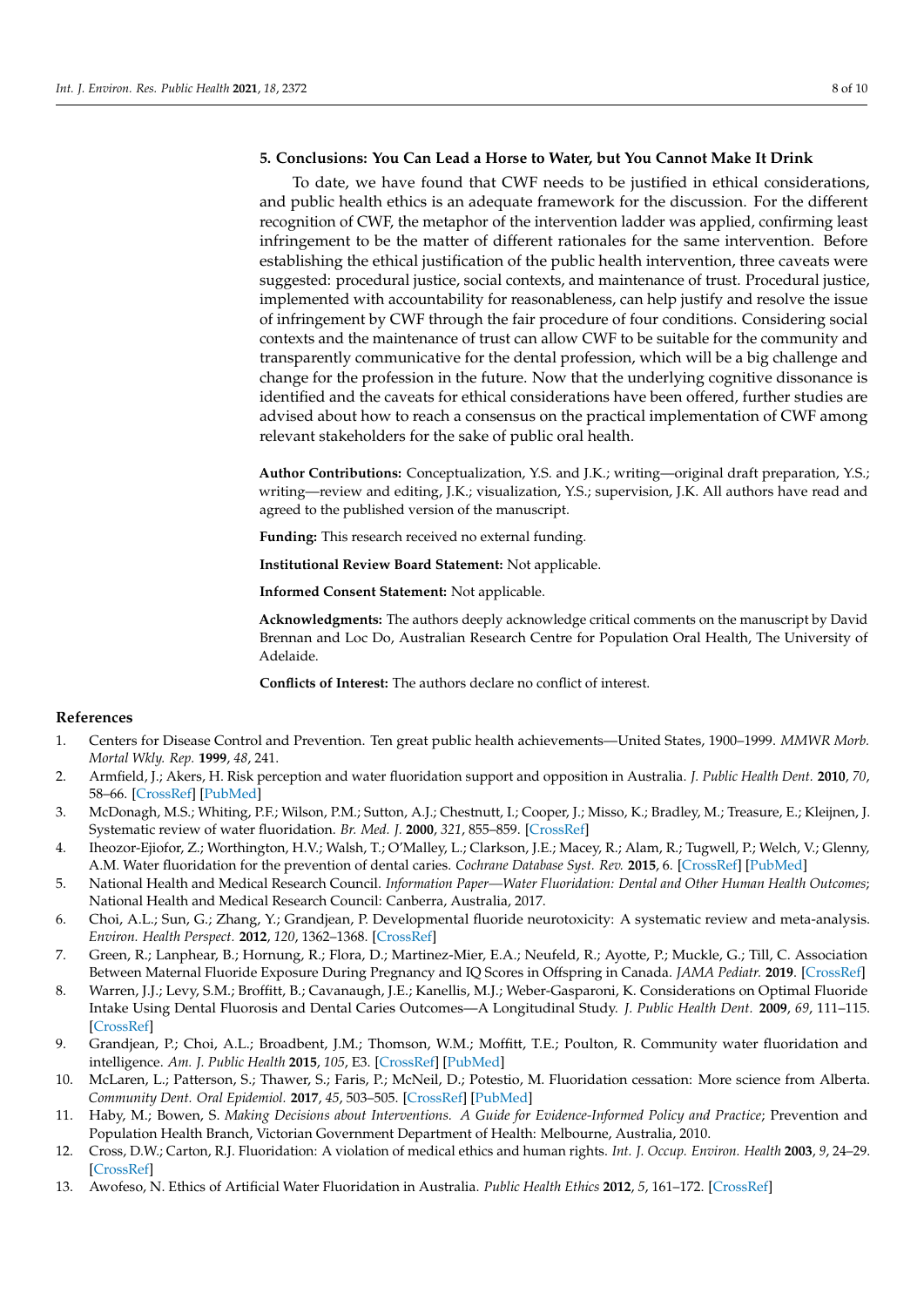## 5. Conclusions: You Can Lead a Horse to Water, but You Cannot Make It Drink

To date, we have found that CWF needs to be justified in ethical considerations, and public health ethics is an adequate framework for the discussion. For the different recognition of CWF, the metaphor of the intervention ladder was applied, confirming least infringement to be the matter of different rationales for the same intervention. Before establishing the ethical justification of the public health intervention, three caveats were suggested: procedural justice, social contexts, and maintenance of trust. Procedural justice, implemented with accountability for reasonableness, can help justify and resolve the issue of infringement by CWF through the fair procedure of four conditions. Considering social contexts and the maintenance of trust can allow CWF to be suitable for the community and transparently communicative for the dental profession, which will be a big challenge and change for the profession in the future. Now that the underlying cognitive dissonance is identified and the caveats for ethical considerations have been offered, further studies are advised about how to reach a consensus on the practical implementation of CWF among relevant stakeholders for the sake of public oral health.

**Author Contributions:** Conceptualization, Y.S. and J.K.; writing—original draft preparation, Y.S.; writing—review and editing, J.K.; visualization, Y.S.; supervision, J.K. All authors have read and agreed to the published version of the manuscript.

**Funding:** This research received no external funding.

**Institutional Review Board Statement:** Not applicable.

**Informed Consent Statement:** Not applicable.

**Acknowledgments:** The authors deeply acknowledge critical comments on the manuscript by David Brennan and Loc Do, Australian Research Centre for Population Oral Health, The University of Adelaide.

**Conflicts of Interest:** The authors declare no conflict of interest.

## References

1. Centers for Disease Control and Prevention. Ten great public health achievements—United States, 1900–1999. *MMWR Morb. Mortal Wkly. Rep.* **1999**, *48*, 241.
2. Armfield, J.; Akers, H. Risk perception and water fluoridation support and opposition in Australia. *J. Public Health Dent.* **2010**, *70*, 58–66. [CrossRef] [PubMed]
3. McDonagh, M.S.; Whiting, P.F.; Wilson, P.M.; Sutton, A.J.; Chestnutt, I.; Cooper, J.; Misso, K.; Bradley, M.; Treasure, E.; Kleijnen, J. Systematic review of water fluoridation. *Br. Med. J.* **2000**, *321*, 855–859. [CrossRef]
4. Iheozor-Ejiofor, Z.; Worthington, H.V.; Walsh, T.; O'Malley, L.; Clarkson, J.E.; Macey, R.; Alam, R.; Tugwell, P.; Welch, V.; Glenny, A.M. Water fluoridation for the prevention of dental caries. *Cochrane Database Syst. Rev.* **2015**, 6. [CrossRef] [PubMed]
5. National Health and Medical Research Council. *Information Paper—Water Fluoridation: Dental and Other Human Health Outcomes*; National Health and Medical Research Council: Canberra, Australia, 2017.
6. Choi, A.L.; Sun, G.; Zhang, Y.; Grandjean, P. Developmental fluoride neurotoxicity: A systematic review and meta-analysis. *Environ. Health Perspect.* **2012**, *120*, 1362–1368. [CrossRef]
7. Green, R.; Lanphear, B.; Hornung, R.; Flora, D.; Martinez-Mier, E.A.; Neufeld, R.; Ayotte, P.; Muckle, G.; Till, C. Association Between Maternal Fluoride Exposure During Pregnancy and IQ Scores in Offspring in Canada. *JAMA Pediatr.* **2019**. [CrossRef]
8. Warren, J.J.; Levy, S.M.; Broffitt, B.; Cavanaugh, J.E.; Kanellis, M.J.; Weber-Gasparoni, K. Considerations on Optimal Fluoride Intake Using Dental Fluorosis and Dental Caries Outcomes—A Longitudinal Study. *J. Public Health Dent.* **2009**, *69*, 111–115. [CrossRef]
9. Grandjean, P.; Choi, A.L.; Broadbent, J.M.; Thomson, W.M.; Moffitt, T.E.; Poulton, R. Community water fluoridation and intelligence. *Am. J. Public Health* **2015**, *105*, E3. [CrossRef] [PubMed]
10. McLaren, L.; Patterson, S.; Thawer, S.; Faris, P.; McNeil, D.; Potestio, M. Fluoridation cessation: More science from Alberta. *Community Dent. Oral Epidemiol.* **2017**, *45*, 503–505. [CrossRef] [PubMed]
11. Haby, M.; Bowen, S. *Making Decisions about Interventions. A Guide for Evidence-Informed Policy and Practice*; Prevention and Population Health Branch, Victorian Government Department of Health: Melbourne, Australia, 2010.
12. Cross, D.W.; Carton, R.J. Fluoridation: A violation of medical ethics and human rights. *Int. J. Occup. Environ. Health* **2003**, *9*, 24–29. [CrossRef]
13. Awofeso, N. Ethics of Artificial Water Fluoridation in Australia. *Public Health Ethics* **2012**, *5*, 161–172. [CrossRef]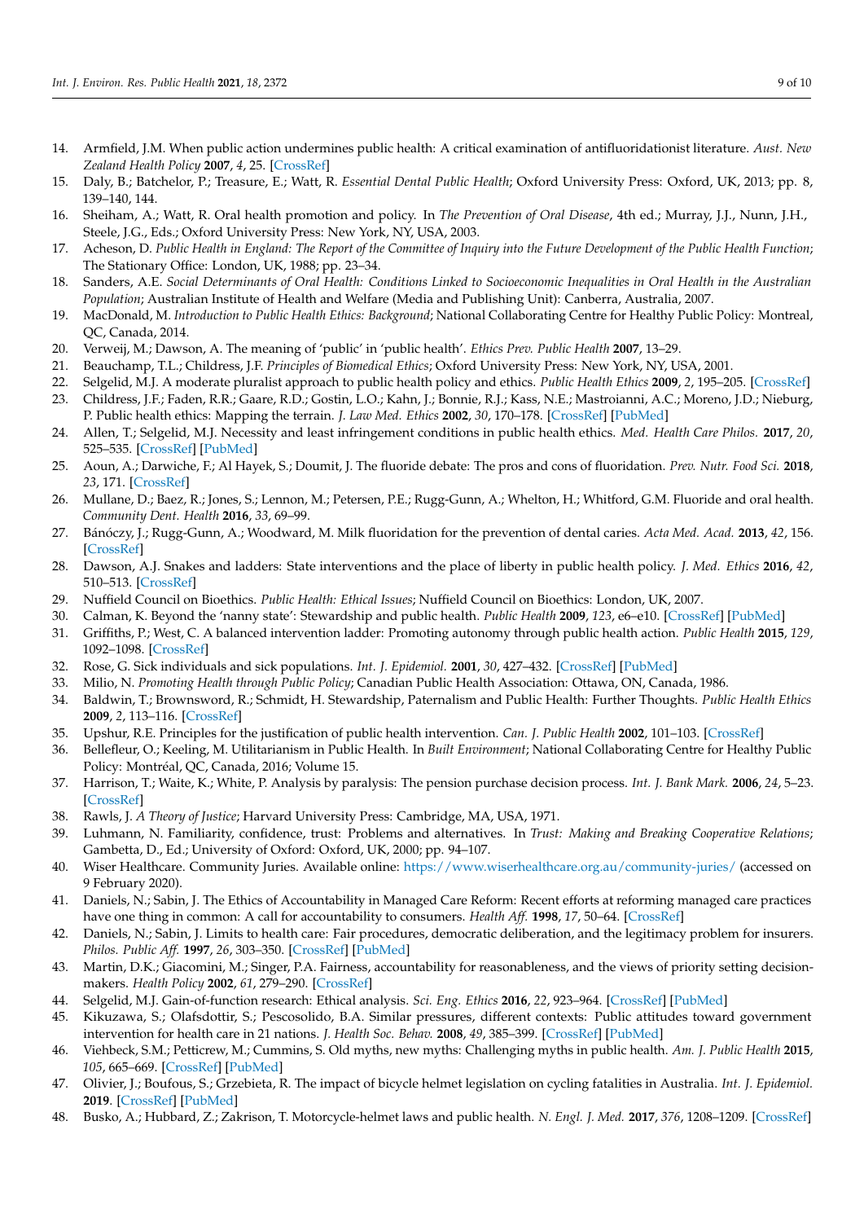14. Armfield, J.M. When public action undermines public health: A critical examination of antifluoridationist literature. *Aust. New Zealand Health Policy* **2007**, *4*, 25. [CrossRef]
15. Daly, B.; Batchelor, P.; Treasure, E.; Watt, R. *Essential Dental Public Health*; Oxford University Press: Oxford, UK, 2013; pp. 8, 139–140, 144.
16. Sheiham, A.; Watt, R. Oral health promotion and policy. In *The Prevention of Oral Disease*, 4th ed.; Murray, J.J., Nunn, J.H., Steele, J.G., Eds.; Oxford University Press: New York, NY, USA, 2003.
17. Acheson, D. *Public Health in England: The Report of the Committee of Inquiry into the Future Development of the Public Health Function*; The Stationary Office: London, UK, 1988; pp. 23–34.
18. Sanders, A.E. *Social Determinants of Oral Health: Conditions Linked to Socioeconomic Inequalities in Oral Health in the Australian Population*; Australian Institute of Health and Welfare (Media and Publishing Unit): Canberra, Australia, 2007.
19. MacDonald, M. *Introduction to Public Health Ethics: Background*; National Collaborating Centre for Healthy Public Policy: Montreal, QC, Canada, 2014.
20. Verweij, M.; Dawson, A. The meaning of 'public' in 'public health'. *Ethics Prev. Public Health* **2007**, 13–29.
21. Beauchamp, T.L.; Childress, J.F. *Principles of Biomedical Ethics*; Oxford University Press: New York, NY, USA, 2001.
22. Selgelid, M.J. A moderate pluralist approach to public health policy and ethics. *Public Health Ethics* **2009**, *2*, 195–205. [CrossRef]
23. Childress, J.F.; Faden, R.R.; Gaare, R.D.; Gostin, L.O.; Kahn, J.; Bonnie, R.J.; Kass, N.E.; Mastroianni, A.C.; Moreno, J.D.; Nieburg, P. Public health ethics: Mapping the terrain. *J. Law Med. Ethics* **2002**, *30*, 170–178. [CrossRef] [PubMed]
24. Allen, T.; Selgelid, M.J. Necessity and least infringement conditions in public health ethics. *Med. Health Care Philos.* **2017**, *20*, 525–535. [CrossRef] [PubMed]
25. Aoun, A.; Darwiche, F.; Al Hayek, S.; Doumit, J. The fluoride debate: The pros and cons of fluoridation. *Prev. Nutr. Food Sci.* **2018**, *23*, 171. [CrossRef]
26. Mullane, D.; Baez, R.; Jones, S.; Lennon, M.; Petersen, P.E.; Rugg-Gunn, A.; Whelton, H.; Whitford, G.M. Fluoride and oral health. *Community Dent. Health* **2016**, *33*, 69–99.
27. Bánóczy, J.; Rugg-Gunn, A.; Woodward, M. Milk fluoridation for the prevention of dental caries. *Acta Med. Acad.* **2013**, *42*, 156. [CrossRef]
28. Dawson, A.J. Snakes and ladders: State interventions and the place of liberty in public health policy. *J. Med. Ethics* **2016**, *42*, 510–513. [CrossRef]
29. Nuffield Council on Bioethics. *Public Health: Ethical Issues*; Nuffield Council on Bioethics: London, UK, 2007.
30. Calman, K. Beyond the 'nanny state': Stewardship and public health. *Public Health* **2009**, *123*, e6–e10. [CrossRef] [PubMed]
31. Griffiths, P.; West, C. A balanced intervention ladder: Promoting autonomy through public health action. *Public Health* **2015**, *129*, 1092–1098. [CrossRef]
32. Rose, G. Sick individuals and sick populations. *Int. J. Epidemiol.* **2001**, *30*, 427–432. [CrossRef] [PubMed]
33. Milio, N. *Promoting Health through Public Policy*; Canadian Public Health Association: Ottawa, ON, Canada, 1986.
34. Baldwin, T.; Brownsword, R.; Schmidt, H. Stewardship, Paternalism and Public Health: Further Thoughts. *Public Health Ethics* **2009**, *2*, 113–116. [CrossRef]
35. Upshur, R.E. Principles for the justification of public health intervention. *Can. J. Public Health* **2002**, 101–103. [CrossRef]
36. Bellefleur, O.; Keeling, M. Utilitarianism in Public Health. In *Built Environment*; National Collaborating Centre for Healthy Public Policy: Montréal, QC, Canada, 2016; Volume 15.
37. Harrison, T.; Waite, K.; White, P. Analysis by paralysis: The pension purchase decision process. *Int. J. Bank Mark.* **2006**, *24*, 5–23. [CrossRef]
38. Rawls, J. *A Theory of Justice*; Harvard University Press: Cambridge, MA, USA, 1971.
39. Luhmann, N. Familiarity, confidence, trust: Problems and alternatives. In *Trust: Making and Breaking Cooperative Relations*; Gambetta, D., Ed.; University of Oxford: Oxford, UK, 2000; pp. 94–107.
40. Wiser Healthcare. Community Juries. Available online: https://www.wiserhealthcare.org.au/community-juries/ (accessed on 9 February 2020).
41. Daniels, N.; Sabin, J. The Ethics of Accountability in Managed Care Reform: Recent efforts at reforming managed care practices have one thing in common: A call for accountability to consumers. *Health Aff.* **1998**, *17*, 50–64. [CrossRef]
42. Daniels, N.; Sabin, J. Limits to health care: Fair procedures, democratic deliberation, and the legitimacy problem for insurers. *Philos. Public Aff.* **1997**, *26*, 303–350. [CrossRef] [PubMed]
43. Martin, D.K.; Giacomini, M.; Singer, P.A. Fairness, accountability for reasonableness, and the views of priority setting decision-makers. *Health Policy* **2002**, *61*, 279–290. [CrossRef]
44. Selgelid, M.J. Gain-of-function research: Ethical analysis. *Sci. Eng. Ethics* **2016**, *22*, 923–964. [CrossRef] [PubMed]
45. Kikuzawa, S.; Olafsdottir, S.; Pescosolido, B.A. Similar pressures, different contexts: Public attitudes toward government intervention for health care in 21 nations. *J. Health Soc. Behav.* **2008**, *49*, 385–399. [CrossRef] [PubMed]
46. Viehbeck, S.M.; Petticrew, M.; Cummins, S. Old myths, new myths: Challenging myths in public health. *Am. J. Public Health* **2015**, *105*, 665–669. [CrossRef] [PubMed]
47. Olivier, J.; Boufous, S.; Grzebieta, R. The impact of bicycle helmet legislation on cycling fatalities in Australia. *Int. J. Epidemiol.* **2019**. [CrossRef] [PubMed]
48. Busko, A.; Hubbard, Z.; Zakrison, T. Motorcycle-helmet laws and public health. *N. Engl. J. Med.* **2017**, *376*, 1208–1209. [CrossRef]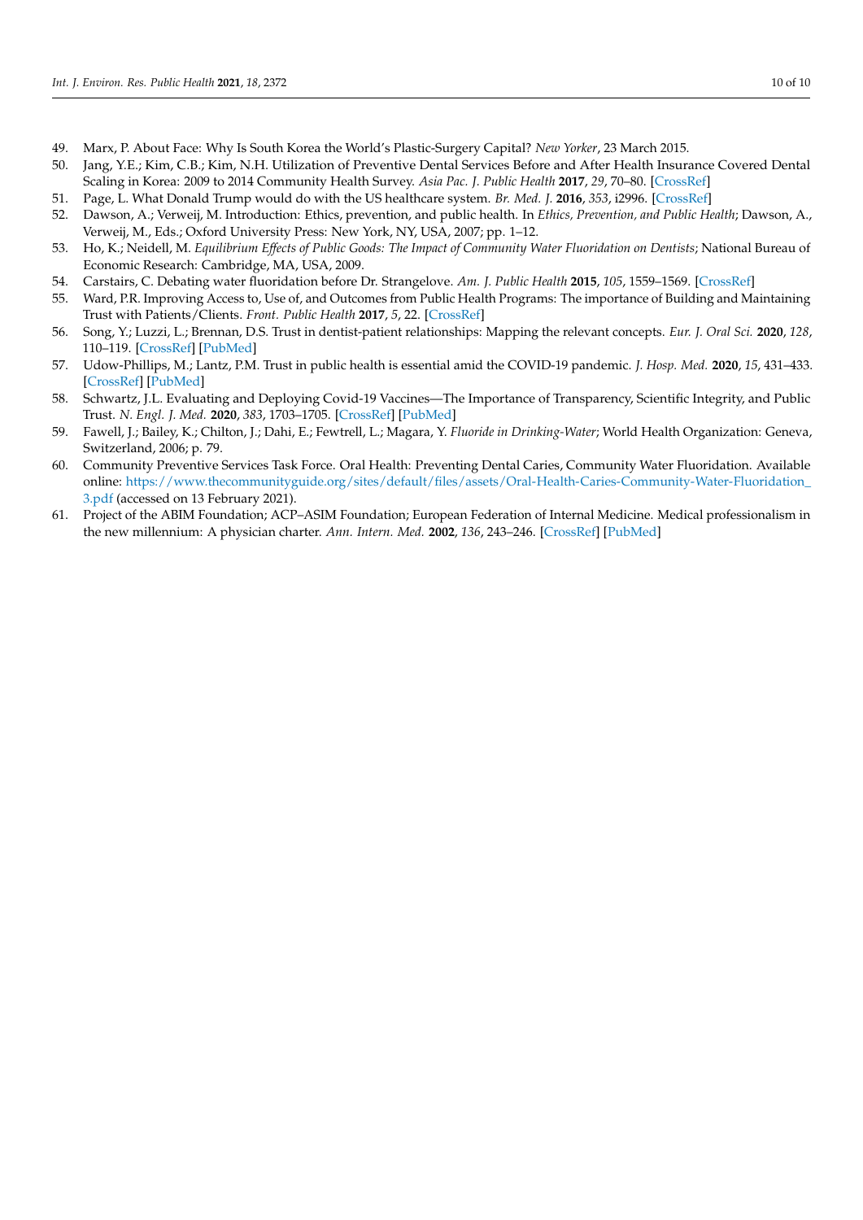49. Marx, P. About Face: Why Is South Korea the World's Plastic-Surgery Capital? *New Yorker*, 23 March 2015.
50. Jang, Y.E.; Kim, C.B.; Kim, N.H. Utilization of Preventive Dental Services Before and After Health Insurance Covered Dental Scaling in Korea: 2009 to 2014 Community Health Survey. *Asia Pac. J. Public Health* **2017**, *29*, 70–80. [CrossRef]
51. Page, L. What Donald Trump would do with the US healthcare system. *Br. Med. J.* **2016**, *353*, i2996. [CrossRef]
52. Dawson, A.; Verweij, M. Introduction: Ethics, prevention, and public health. In *Ethics, Prevention, and Public Health*; Dawson, A., Verweij, M., Eds.; Oxford University Press: New York, NY, USA, 2007; pp. 1–12.
53. Ho, K.; Neidell, M. *Equilibrium Effects of Public Goods: The Impact of Community Water Fluoridation on Dentists*; National Bureau of Economic Research: Cambridge, MA, USA, 2009.
54. Carstairs, C. Debating water fluoridation before Dr. Strangelove. *Am. J. Public Health* **2015**, *105*, 1559–1569. [CrossRef]
55. Ward, P.R. Improving Access to, Use of, and Outcomes from Public Health Programs: The importance of Building and Maintaining Trust with Patients/Clients. *Front. Public Health* **2017**, *5*, 22. [CrossRef]
56. Song, Y.; Luzzi, L.; Brennan, D.S. Trust in dentist-patient relationships: Mapping the relevant concepts. *Eur. J. Oral Sci.* **2020**, *128*, 110–119. [CrossRef] [PubMed]
57. Udow-Phillips, M.; Lantz, P.M. Trust in public health is essential amid the COVID-19 pandemic. *J. Hosp. Med.* **2020**, *15*, 431–433. [CrossRef] [PubMed]
58. Schwartz, J.L. Evaluating and Deploying Covid-19 Vaccines—The Importance of Transparency, Scientific Integrity, and Public Trust. *N. Engl. J. Med.* **2020**, *383*, 1703–1705. [CrossRef] [PubMed]
59. Fawell, J.; Bailey, K.; Chilton, J.; Dahi, E.; Fewtrell, L.; Magara, Y. *Fluoride in Drinking-Water*; World Health Organization: Geneva, Switzerland, 2006; p. 79.
60. Community Preventive Services Task Force. Oral Health: Preventing Dental Caries, Community Water Fluoridation. Available online: https://www.thecommunityguide.org/sites/default/files/assets/Oral-Health-Caries-Community-Water-Fluoridation_3.pdf (accessed on 13 February 2021).
61. Project of the ABIM Foundation; ACP–ASIM Foundation; European Federation of Internal Medicine. Medical professionalism in the new millennium: A physician charter. *Ann. Intern. Med.* **2002**, *136*, 243–246. [CrossRef] [PubMed]